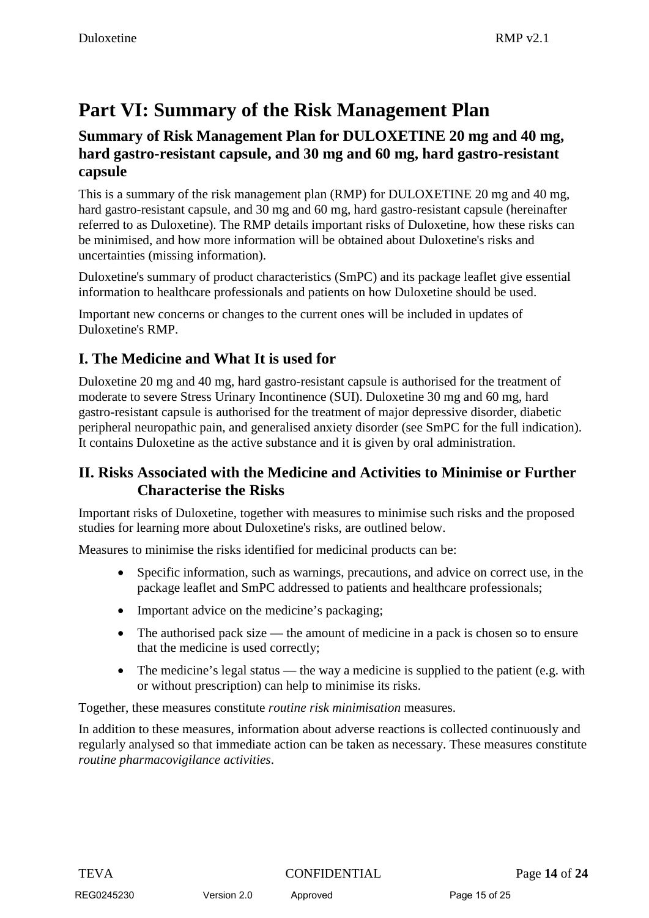# Part VI: Summary of the Risk Management Plan

## Summary of Risk Management Plan for DULOXETINE 20 mg and 40 mg, hard gastro-resistant capsule, and 30 mg and 60 mg, hard gastro-resistant capsule

This is a summary of the risk management plan (RMP) for DULOXETINE 20 mg and 40 mg, hard gastro-resistant capsule, and 30 mg and 60 mg, hard gastro-resistant capsule (hereinafter referred to as Duloxetine). The RMP details important risks of Duloxetine, how these risks can be minimised, and how more information will be obtained about Duloxetine's risks and uncertainties (missing information).

Duloxetine's summary of product characteristics (SmPC) and its package leaflet give essential information to healthcare professionals and patients on how Duloxetine should be used.

Important new concerns or changes to the current ones will be included in updates of Duloxetine's RMP.

## I. The Medicine and What It is used for

Duloxetine 20 mg and 40 mg, hard gastro-resistant capsule is authorised for the treatment of moderate to severe Stress Urinary Incontinence (SUI). Duloxetine 30 mg and 60 mg, hard gastro-resistant capsule is authorised for the treatment of major depressive disorder, diabetic peripheral neuropathic pain, and generalised anxiety disorder (see SmPC for the full indication). It contains Duloxetine as the active substance and it is given by oral administration.

## II. Risks Associated with the Medicine and Activities to Minimise or Further Characterise the Risks

Important risks of Duloxetine, together with measures to minimise such risks and the proposed studies for learning more about Duloxetine's risks, are outlined below.

Measures to minimise the risks identified for medicinal products can be:

- Specific information, such as warnings, precautions, and advice on correct use, in the package leaflet and SmPC addressed to patients and healthcare professionals;
- Important advice on the medicine's packaging;
- The authorised pack size — the amount of medicine in a pack is chosen so to ensure that the medicine is used correctly;
- The medicine's legal status — the way a medicine is supplied to the patient (e.g. with or without prescription) can help to minimise its risks.

Together, these measures constitute *routine risk minimisation* measures.

In addition to these measures, information about adverse reactions is collected continuously and regularly analysed so that immediate action can be taken as necessary. These measures constitute *routine pharmacovigilance activities*.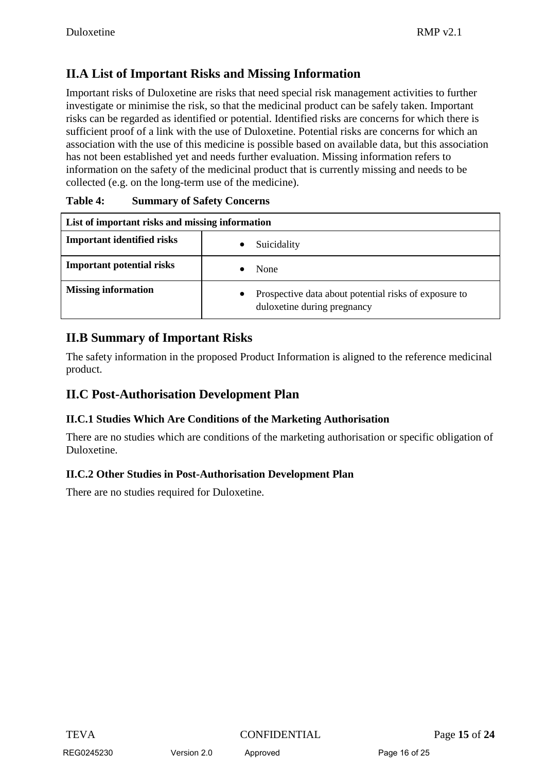## II.A List of Important Risks and Missing Information

Important risks of Duloxetine are risks that need special risk management activities to further investigate or minimise the risk, so that the medicinal product can be safely taken. Important risks can be regarded as identified or potential. Identified risks are concerns for which there is sufficient proof of a link with the use of Duloxetine. Potential risks are concerns for which an association with the use of this medicine is possible based on available data, but this association has not been established yet and needs further evaluation. Missing information refers to information on the safety of the medicinal product that is currently missing and needs to be collected (e.g. on the long-term use of the medicine).

**Table 4: Summary of Safety Concerns**

| **List of important risks and missing information** | |
|---|---|
| **Important identified risks** | • Suicidality |
| **Important potential risks** | • None |
| **Missing information** | • Prospective data about potential risks of exposure to duloxetine during pregnancy |

## II.B Summary of Important Risks

The safety information in the proposed Product Information is aligned to the reference medicinal product.

## II.C Post-Authorisation Development Plan

### II.C.1 Studies Which Are Conditions of the Marketing Authorisation

There are no studies which are conditions of the marketing authorisation or specific obligation of Duloxetine.

### II.C.2 Other Studies in Post-Authorisation Development Plan

There are no studies required for Duloxetine.